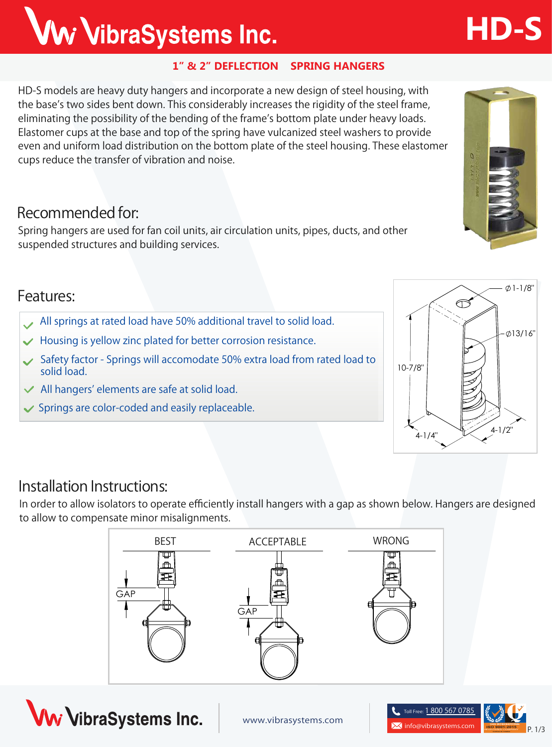# VibraSystems Inc.

# HD-S

**1" & 2" DEFLECTION SPRING HANGERS**

HD-S models are heavy duty hangers and incorporate a new design of steel housing, with the base's two sides bent down. This considerably increases the rigidity of the steel frame, eliminating the possibility of the bending of the frame's bottom plate under heavy loads. Elastomer cups at the base and top of the spring have vulcanized steel washers to provide even and uniform load distribution on the bottom plate of the steel housing. These elastomer cups reduce the transfer of vibration and noise.

## Recommended for:

Spring hangers are used for fan coil units, air circulation units, pipes, ducts, and other suspended structures and building services.

## Features:

- All springs at rated load have 50% additional travel to solid load.
- Housing is yellow zinc plated for better corrosion resistance.
- Safety factor - Springs will accomodate 50% extra load from rated load to solid load.
- All hangers' elements are safe at solid load.
- Springs are color-coded and easily replaceable.

Ø1-1/8"
Ø13/16"
10-7/8"
4-1/4"
4-1/2"

## Installation Instructions:

In order to allow isolators to operate efficiently install hangers with a gap as shown below. Hangers are designed to allow to compensate minor misalignments.

BEST — GAP
ACCEPTABLE — GAP
WRONG

VibraSystems Inc.

www.vibrasystems.com

Toll Free: 1 800 567 0785

info@vibrasystems.com

ISO 9001:2015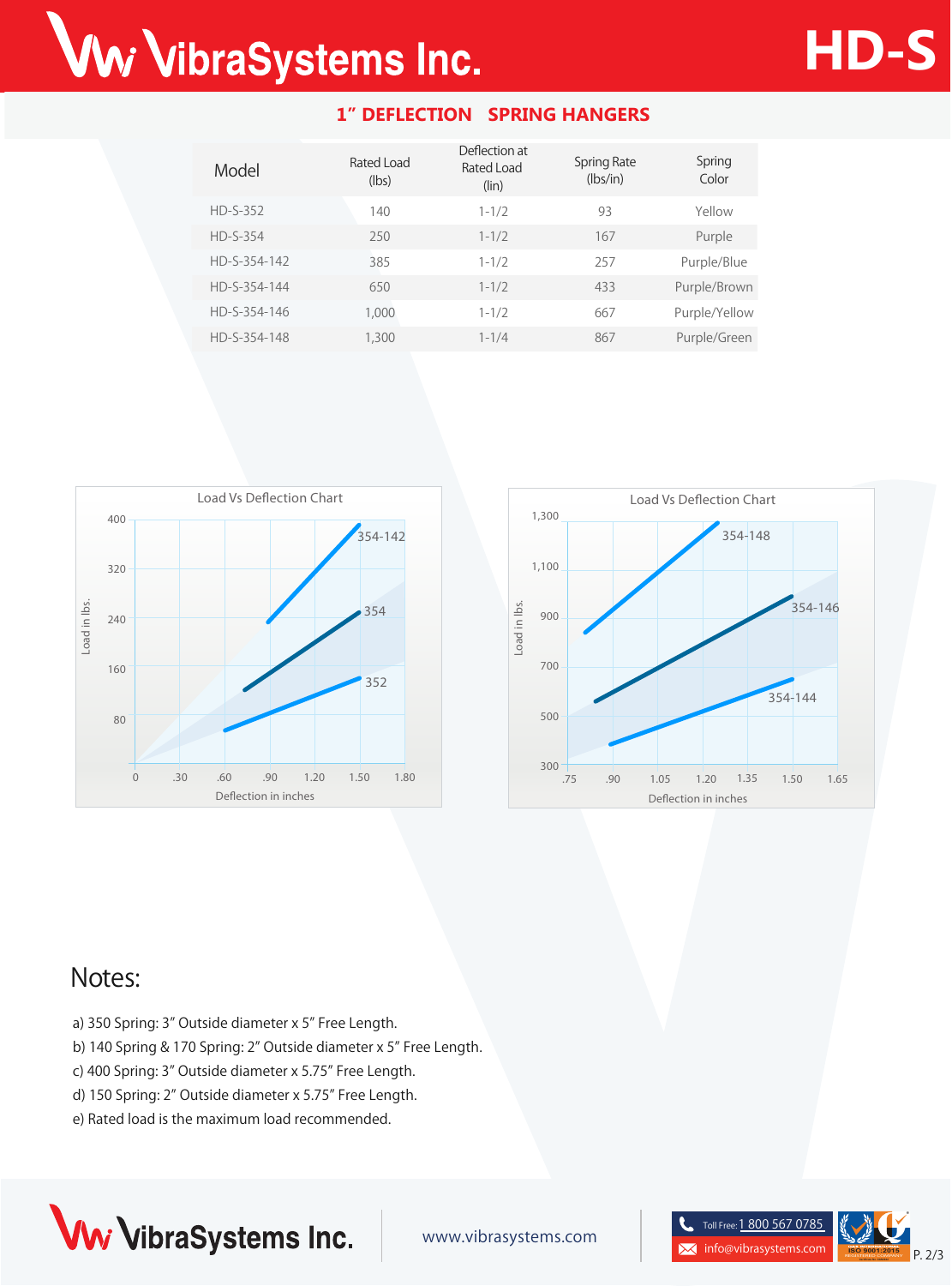# HD-S

## 1" DEFLECTION SPRING HANGERS

| Model | Rated Load (lbs) | Deflection at Rated Load (lin) | Spring Rate (lbs/in) | Spring Color |
|---|---|---|---|---|
| HD-S-352 | 140 | 1-1/2 | 93 | Yellow |
| HD-S-354 | 250 | 1-1/2 | 167 | Purple |
| HD-S-354-142 | 385 | 1-1/2 | 257 | Purple/Blue |
| HD-S-354-144 | 650 | 1-1/2 | 433 | Purple/Brown |
| HD-S-354-146 | 1,000 | 1-1/2 | 667 | Purple/Yellow |
| HD-S-354-148 | 1,300 | 1-1/4 | 867 | Purple/Green |

Load Vs Deflection Chart

Load Vs Deflection Chart

## Notes:

a) 350 Spring: 3" Outside diameter x 5" Free Length.

b) 140 Spring & 170 Spring: 2" Outside diameter x 5" Free Length.

c) 400 Spring: 3" Outside diameter x 5.75" Free Length.

d) 150 Spring: 2" Outside diameter x 5.75" Free Length.

e) Rated load is the maximum load recommended.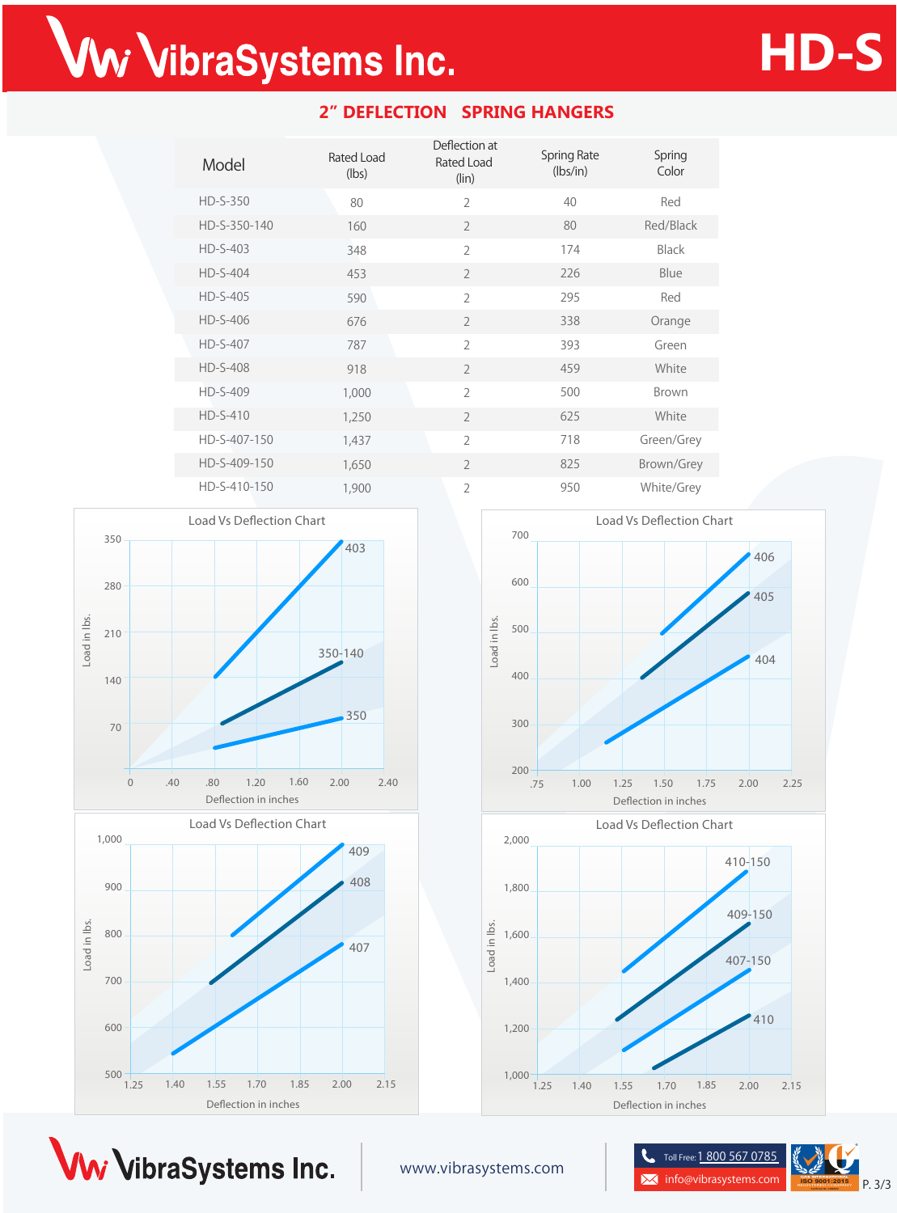# VibraSystems Inc. HD-S

## 2" DEFLECTION SPRING HANGERS

| Model | Rated Load (lbs) | Deflection at Rated Load (lin) | Spring Rate (lbs/in) | Spring Color |
|---|---|---|---|---|
| HD-S-350 | 80 | 2 | 40 | Red |
| HD-S-350-140 | 160 | 2 | 80 | Red/Black |
| HD-S-403 | 348 | 2 | 174 | Black |
| HD-S-404 | 453 | 2 | 226 | Blue |
| HD-S-405 | 590 | 2 | 295 | Red |
| HD-S-406 | 676 | 2 | 338 | Orange |
| HD-S-407 | 787 | 2 | 393 | Green |
| HD-S-408 | 918 | 2 | 459 | White |
| HD-S-409 | 1,000 | 2 | 500 | Brown |
| HD-S-410 | 1,250 | 2 | 625 | White |
| HD-S-407-150 | 1,437 | 2 | 718 | Green/Grey |
| HD-S-409-150 | 1,650 | 2 | 825 | Brown/Grey |
| HD-S-410-150 | 1,900 | 2 | 950 | White/Grey |

Load Vs Deflection Chart

Load in lbs.: 350, 280, 210, 140, 70

Deflection in inches: 0, .40, .80, 1.20, 1.60, 2.00, 2.40

403, 350-140, 350

Load Vs Deflection Chart

Load in lbs.: 700, 600, 500, 400, 300, 200

Deflection in inches: .75, 1.00, 1.25, 1.50, 1.75, 2.00, 2.25

406, 405, 404

Load Vs Deflection Chart

Load in lbs.: 1,000, 900, 800, 700, 600, 500

Deflection in inches: 1.25, 1.40, 1.55, 1.70, 1.85, 2.00, 2.15

409, 408, 407

Load Vs Deflection Chart

Load in lbs.: 2,000, 1,800, 1,600, 1,400, 1,200, 1,000

Deflection in inches: 1.25, 1.40, 1.55, 1.70, 1.85, 2.00, 2.15

410-150, 409-150, 407-150, 410

VibraSystems Inc.

www.vibrasystems.com

Toll Free: 1 800 567 0785

info@vibrasystems.com

ISO 9001:2015